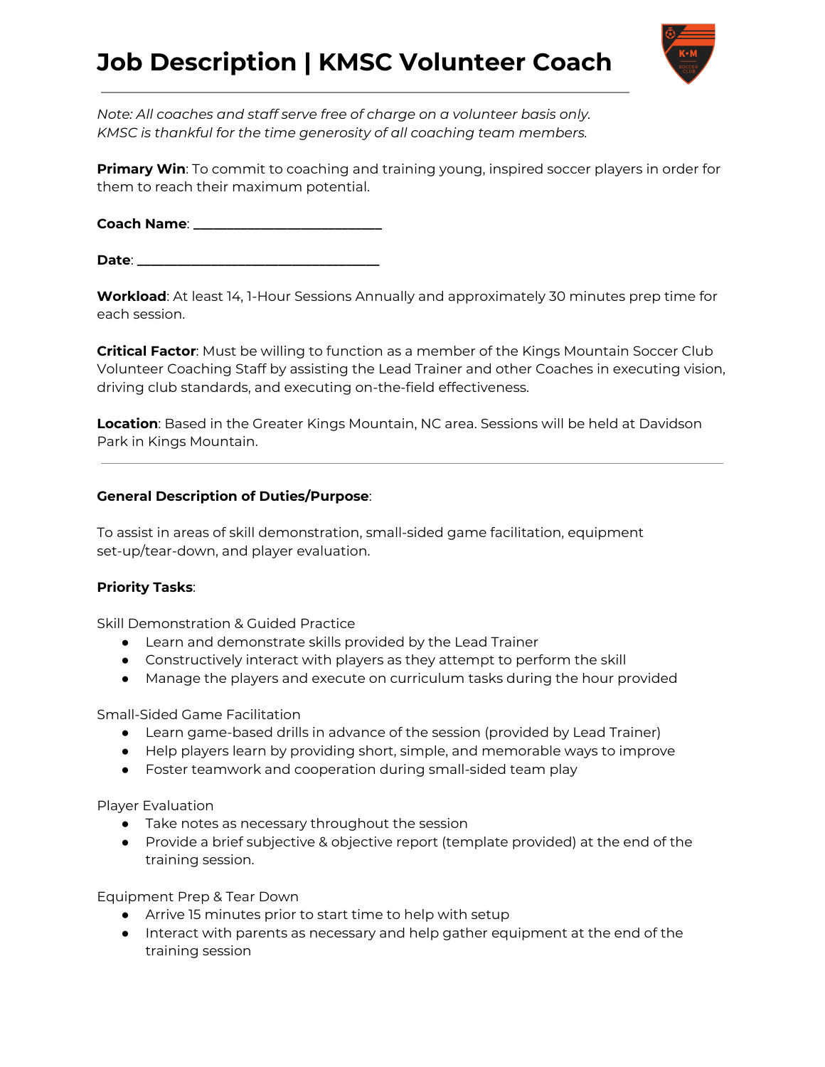# Job Description | KMSC Volunteer Coach

---

*Note: All coaches and staff serve free of charge on a volunteer basis only.*
*KMSC is thankful for the time generosity of all coaching team members.*

**Primary Win**: To commit to coaching and training young, inspired soccer players in order for them to reach their maximum potential.

**Coach Name**: ___________________________

**Date**: ___________________________________

**Workload**: At least 14, 1-Hour Sessions Annually and approximately 30 minutes prep time for each session.

**Critical Factor**: Must be willing to function as a member of the Kings Mountain Soccer Club Volunteer Coaching Staff by assisting the Lead Trainer and other Coaches in executing vision, driving club standards, and executing on-the-field effectiveness.

**Location**: Based in the Greater Kings Mountain, NC area. Sessions will be held at Davidson Park in Kings Mountain.

---

**General Description of Duties/Purpose**:

To assist in areas of skill demonstration, small-sided game facilitation, equipment set-up/tear-down, and player evaluation.

**Priority Tasks**:

Skill Demonstration & Guided Practice

- Learn and demonstrate skills provided by the Lead Trainer
- Constructively interact with players as they attempt to perform the skill
- Manage the players and execute on curriculum tasks during the hour provided

Small-Sided Game Facilitation

- Learn game-based drills in advance of the session (provided by Lead Trainer)
- Help players learn by providing short, simple, and memorable ways to improve
- Foster teamwork and cooperation during small-sided team play

Player Evaluation

- Take notes as necessary throughout the session
- Provide a brief subjective & objective report (template provided) at the end of the training session.

Equipment Prep & Tear Down

- Arrive 15 minutes prior to start time to help with setup
- Interact with parents as necessary and help gather equipment at the end of the training session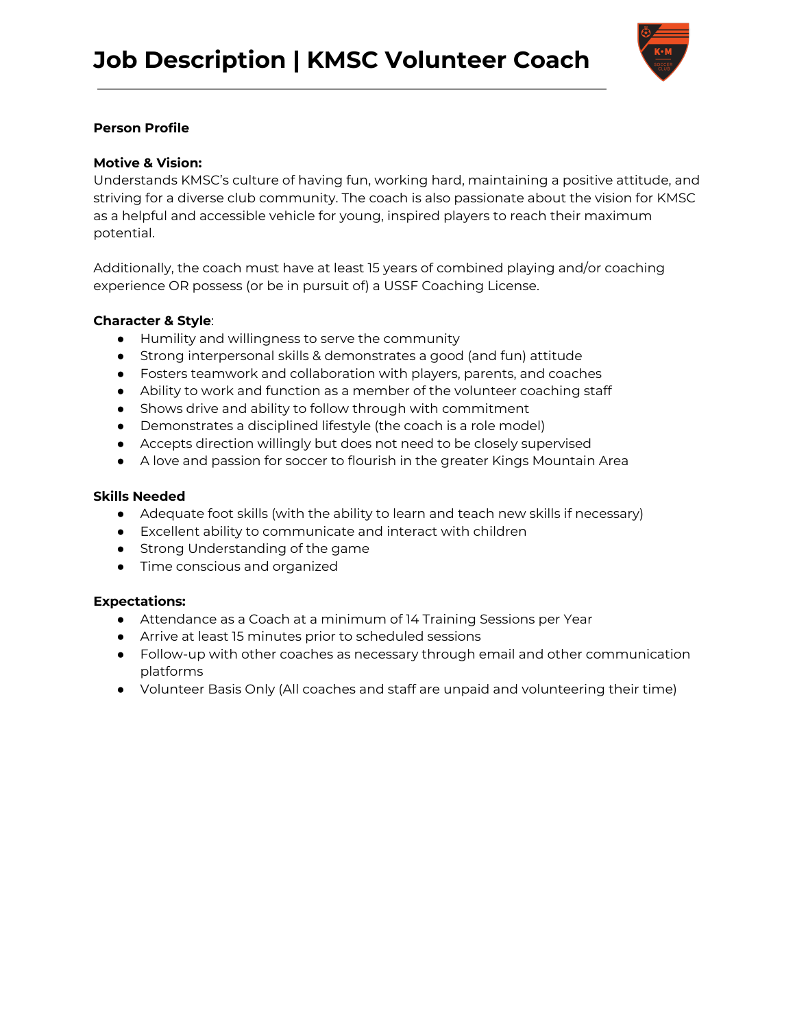# Job Description | KMSC Volunteer Coach

**Person Profile**

**Motive & Vision:**
Understands KMSC's culture of having fun, working hard, maintaining a positive attitude, and striving for a diverse club community. The coach is also passionate about the vision for KMSC as a helpful and accessible vehicle for young, inspired players to reach their maximum potential.

Additionally, the coach must have at least 15 years of combined playing and/or coaching experience OR possess (or be in pursuit of) a USSF Coaching License.

**Character & Style**:

- Humility and willingness to serve the community
- Strong interpersonal skills & demonstrates a good (and fun) attitude
- Fosters teamwork and collaboration with players, parents, and coaches
- Ability to work and function as a member of the volunteer coaching staff
- Shows drive and ability to follow through with commitment
- Demonstrates a disciplined lifestyle (the coach is a role model)
- Accepts direction willingly but does not need to be closely supervised
- A love and passion for soccer to flourish in the greater Kings Mountain Area

**Skills Needed**

- Adequate foot skills (with the ability to learn and teach new skills if necessary)
- Excellent ability to communicate and interact with children
- Strong Understanding of the game
- Time conscious and organized

**Expectations:**

- Attendance as a Coach at a minimum of 14 Training Sessions per Year
- Arrive at least 15 minutes prior to scheduled sessions
- Follow-up with other coaches as necessary through email and other communication platforms
- Volunteer Basis Only (All coaches and staff are unpaid and volunteering their time)